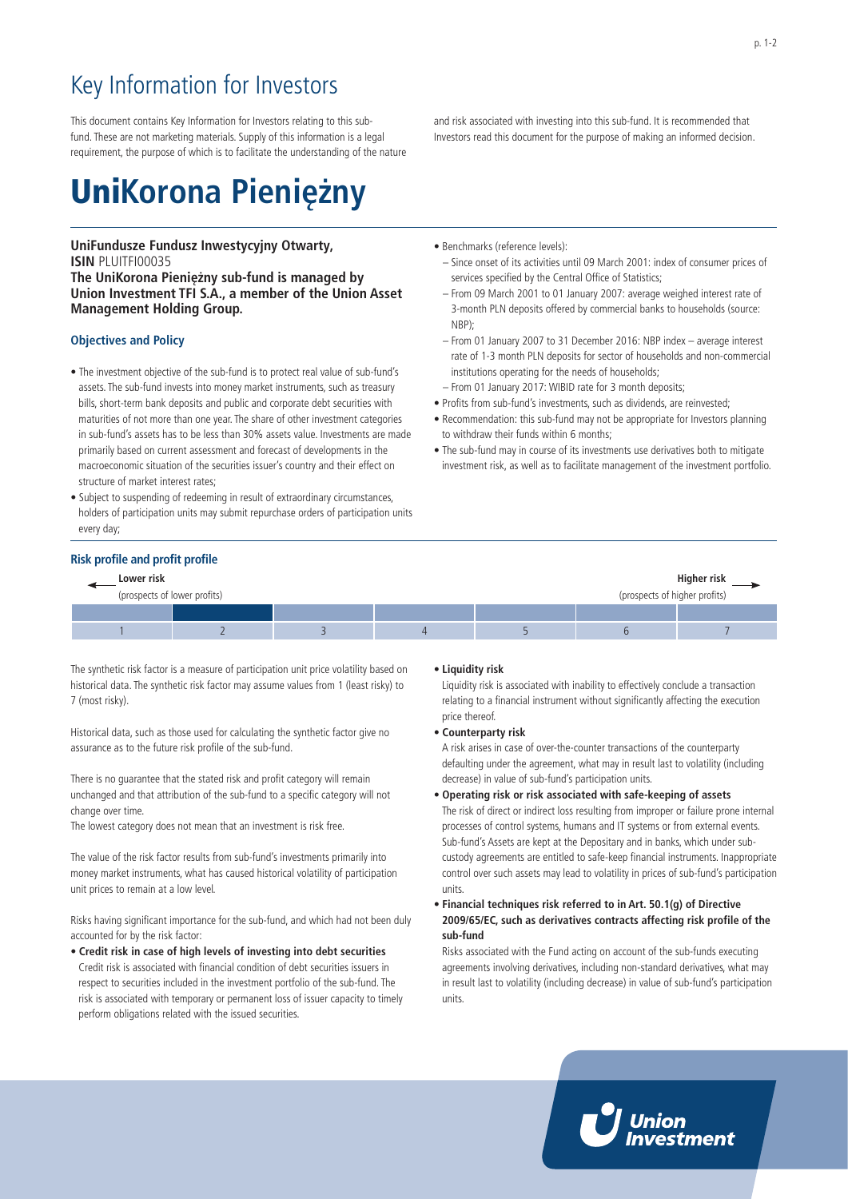# Key Information for Investors

This document contains Key Information for Investors relating to this sub-fund. These are not marketing materials. Supply of this information is a legal requirement, the purpose of which is to facilitate the understanding of the nature and risk associated with investing into this sub-fund. It is recommended that Investors read this document for the purpose of making an informed decision.

# UniKorona Pieniężny

**UniFundusze Fundusz Inwestycyjny Otwarty,**
**ISIN** PLUITFI00035
**The UniKorona Pieniężny sub-fund is managed by Union Investment TFI S.A., a member of the Union Asset Management Holding Group.**

### Objectives and Policy

- The investment objective of the sub-fund is to protect real value of sub-fund's assets. The sub-fund invests into money market instruments, such as treasury bills, short-term bank deposits and public and corporate debt securities with maturities of not more than one year. The share of other investment categories in sub-fund's assets has to be less than 30% assets value. Investments are made primarily based on current assessment and forecast of developments in the macroeconomic situation of the securities issuer's country and their effect on structure of market interest rates;
- Subject to suspending of redeeming in result of extraordinary circumstances, holders of participation units may submit repurchase orders of participation units every day;
- Benchmarks (reference levels):
  - Since onset of its activities until 09 March 2001: index of consumer prices of services specified by the Central Office of Statistics;
  - From 09 March 2001 to 01 January 2007: average weighed interest rate of 3-month PLN deposits offered by commercial banks to households (source: NBP);
  - From 01 January 2007 to 31 December 2016: NBP index – average interest rate of 1-3 month PLN deposits for sector of households and non-commercial institutions operating for the needs of households;
  - From 01 January 2017: WIBID rate for 3 month deposits;
- Profits from sub-fund's investments, such as dividends, are reinvested;
- Recommendation: this sub-fund may not be appropriate for Investors planning to withdraw their funds within 6 months;
- The sub-fund may in course of its investments use derivatives both to mitigate investment risk, as well as to facilitate management of the investment portfolio.

### Risk profile and profit profile

**Lower risk** (prospects of lower profits) — **Higher risk** (prospects of higher profits)

| 1 | **2** | 3 | 4 | 5 | 6 | 7 |
|---|---|---|---|---|---|---|

The synthetic risk factor is a measure of participation unit price volatility based on historical data. The synthetic risk factor may assume values from 1 (least risky) to 7 (most risky).

Historical data, such as those used for calculating the synthetic factor give no assurance as to the future risk profile of the sub-fund.

There is no guarantee that the stated risk and profit category will remain unchanged and that attribution of the sub-fund to a specific category will not change over time.
The lowest category does not mean that an investment is risk free.

The value of the risk factor results from sub-fund's investments primarily into money market instruments, what has caused historical volatility of participation unit prices to remain at a low level.

Risks having significant importance for the sub-fund, and which had not been duly accounted for by the risk factor:

- **Credit risk in case of high levels of investing into debt securities**
  Credit risk is associated with financial condition of debt securities issuers in respect to securities included in the investment portfolio of the sub-fund. The risk is associated with temporary or permanent loss of issuer capacity to timely perform obligations related with the issued securities.
- **Liquidity risk**
  Liquidity risk is associated with inability to effectively conclude a transaction relating to a financial instrument without significantly affecting the execution price thereof.
- **Counterparty risk**
  A risk arises in case of over-the-counter transactions of the counterparty defaulting under the agreement, what may in result last to volatility (including decrease) in value of sub-fund's participation units.
- **Operating risk or risk associated with safe-keeping of assets**
  The risk of direct or indirect loss resulting from improper or failure prone internal processes of control systems, humans and IT systems or from external events. Sub-fund's Assets are kept at the Depositary and in banks, which under sub-custody agreements are entitled to safe-keep financial instruments. Inappropriate control over such assets may lead to volatility in prices of sub-fund's participation units.
- **Financial techniques risk referred to in Art. 50.1(g) of Directive 2009/65/EC, such as derivatives contracts affecting risk profile of the sub-fund**
  Risks associated with the Fund acting on account of the sub-funds executing agreements involving derivatives, including non-standard derivatives, what may in result last to volatility (including decrease) in value of sub-fund's participation units.

Union Investment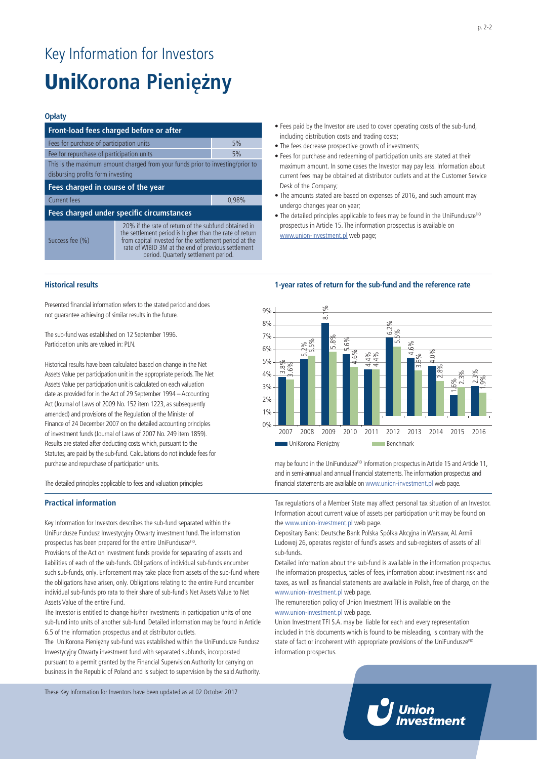# Key Information for Investors

# UniKorona Pieniężny

### Opłaty

| Front-load fees charged before or after | |
|---|---|
| Fees for purchase of participation units | 5% |
| Fee for repurchase of participation units | 5% |
| This is the maximum amount charged from your funds prior to investing/prior to disbursing profits form investing | |
| **Fees charged in course of the year** | |
| Current fees | 0,98% |
| **Fees charged under specific circumstances** | |
| Success fee (%) | 20% if the rate of return of the subfund obtained in the settlement period is higher than the rate of return from capital invested for the settlement period at the rate of WIBID 3M at the end of previous settlement period. Quarterly settlement period. |

- Fees paid by the Investor are used to cover operating costs of the sub-fund, including distribution costs and trading costs;
- The fees decrease prospective growth of investments;
- Fees for purchase and redeeming of participation units are stated at their maximum amount. In some cases the Investor may pay less. Information about current fees may be obtained at distributor outlets and at the Customer Service Desk of the Company;
- The amounts stated are based on expenses of 2016, and such amount may undergo changes year on year;
- The detailed principles applicable to fees may be found in the UniFundusze[FIO] prospectus in Article 15. The information prospectus is available on www.union-investment.pl web page;

### Historical results

Presented financial information refers to the stated period and does not guarantee achieving of similar results in the future.

The sub-fund was established on 12 September 1996. Participation units are valued in: PLN.

Historical results have been calculated based on change in the Net Assets Value per participation unit in the appropriate periods. The Net Assets Value per participation unit is calculated on each valuation date as provided for in the Act of 29 September 1994 – Accounting Act (Journal of Laws of 2009 No. 152 item 1223, as subsequently amended) and provisions of the Regulation of the Minister of Finance of 24 December 2007 on the detailed accounting principles of investment funds (Journal of Laws of 2007 No. 249 item 1859). Results are stated after deducting costs which, pursuant to the Statutes, are paid by the sub-fund. Calculations do not include fees for purchase and repurchase of participation units.

The detailed principles applicable to fees and valuation principles may be found in the UniFundusze[FIO] information prospectus in Article 15 and Article 11, and in semi-annual and annual financial statements. The information prospectus and financial statements are available on www.union-investment.pl web page.

### 1-year rates of return for the sub-fund and the reference rate

9%
8%
7%
6%
5%
4%
3%
2%
1%
0%

2007: 3.8% 3.6%
2008: 5.2% 5.5%
2009: 8.1% 5.8%
2010: 5.6% 4.6%
2011: 4.4% 4.4%
2012: 6.2% 5.5%
2013: 4.6% 3.6%
2014: 4.0% 2.8%
2015: 1.6% 2.3%
2016: 2.3% 1.9%

UniKorona Pieniężny
Benchmark

### Practical information

Key Information for Investors describes the sub-fund separated within the UniFundusze Fundusz Inwestycyjny Otwarty investment fund. The information prospectus has been prepared for the entire UniFundusze[FIO].

Provisions of the Act on investment funds provide for separating of assets and liabilities of each of the sub-funds. Obligations of individual sub-funds encumber such sub-funds, only. Enforcement may take place from assets of the sub-fund where the obligations have arisen, only. Obligations relating to the entire Fund encumber individual sub-funds pro rata to their share of sub-fund's Net Assets Value to Net Assets Value of the entire Fund.

The Investor is entitled to change his/her investments in participation units of one sub-fund into units of another sub-fund. Detailed information may be found in Article 6.5 of the information prospectus and at distributor outlets.

The UniKorona Pieniężny sub-fund was established within the UniFundusze Fundusz Inwestycyjny Otwarty investment fund with separated subfunds, incorporated pursuant to a permit granted by the Financial Supervision Authority for carrying on business in the Republic of Poland and is subject to supervision by the said Authority.

Tax regulations of a Member State may affect personal tax situation of an Investor. Information about current value of assets per participation unit may be found on the www.union-investment.pl web page.

Depositary Bank: Deutsche Bank Polska Spółka Akcyjna in Warsaw, Al. Armii Ludowej 26, operates register of fund's assets and sub-registers of assets of all sub-funds.

Detailed information about the sub-fund is available in the information prospectus. The information prospectus, tables of fees, information about investment risk and taxes, as well as financial statements are available in Polish, free of charge, on the www.union-investment.pl web page.

The remuneration policy of Union Investment TFI is available on the www.union-investment.pl web page.

Union Investment TFI S.A. may be liable for each and every representation included in this documents which is found to be misleading, is contrary with the state of fact or incoherent with appropriate provisions of the UniFundusze[FIO] information prospectus.

These Key Information for Inventors have been updated as at 02 October 2017